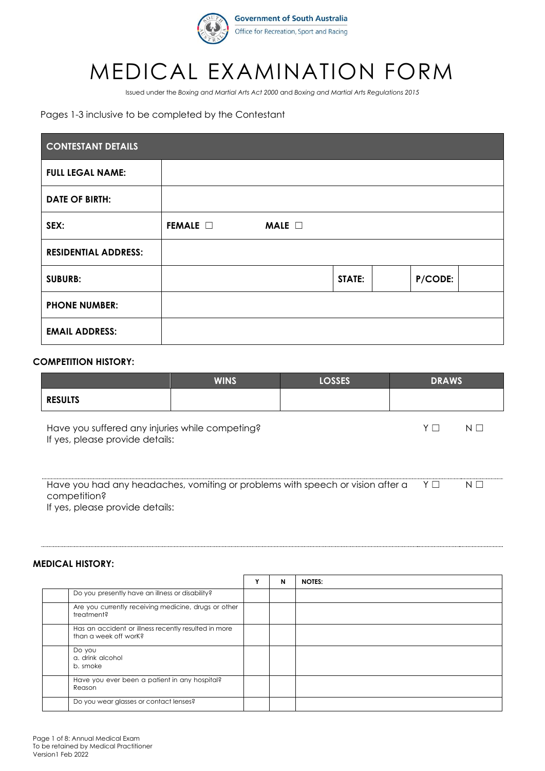Government of South Australia
Office for Recreation, Sport and Racing

# MEDICAL EXAMINATION FORM

Issued under the *Boxing and Martial Arts Act 2000* and *Boxing and Martial Arts Regulations 2015*

Pages 1-3 inclusive to be completed by the Contestant

| CONTESTANT DETAILS | | | | | |
|---|---|---|---|---|---|
| **FULL LEGAL NAME:** | | | | | |
| **DATE OF BIRTH:** | | | | | |
| **SEX:** | **FEMALE** ☐ **MALE** ☐ | | | | |
| **RESIDENTIAL ADDRESS:** | | | | | |
| **SUBURB:** | | **STATE:** | | **P/CODE:** | |
| **PHONE NUMBER:** | | | | | |
| **EMAIL ADDRESS:** | | | | | |

**COMPETITION HISTORY:**

| | WINS | LOSSES | DRAWS |
|---|---|---|---|
| **RESULTS** | | | |

Have you suffered any injuries while competing? Y ☐ N ☐
If yes, please provide details:

Have you had any headaches, vomiting or problems with speech or vision after a competition? Y ☐ N ☐
If yes, please provide details:

**MEDICAL HISTORY:**

| | | Y | N | NOTES: |
|---|---|---|---|---|
| | Do you presently have an illness or disability? | | | |
| | Are you currently receiving medicine, drugs or other treatment? | | | |
| | Has an accident or illness recently resulted in more than a week off worK? | | | |
| | Do you<br>a. drink alcohol<br>b. smoke | | | |
| | Have you ever been a patient in any hospital?<br>Reason | | | |
| | Do you wear glasses or contact lenses? | | | |

Page 1 of 8: Annual Medical Exam
To be retained by Medical Practitioner
Version1 Feb 2022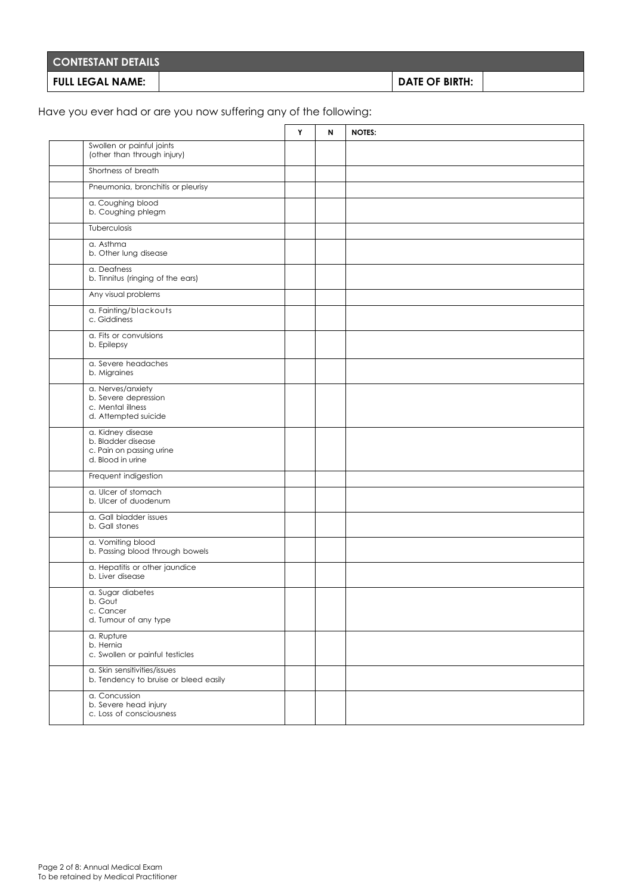| CONTESTANT DETAILS | | | |
|---|---|---|---|
| **FULL LEGAL NAME:** | | **DATE OF BIRTH:** | |

Have you ever had or are you now suffering any of the following:

| | | Y | N | NOTES: |
|---|---|---|---|---|
| | Swollen or painful joints (other than through injury) | | | |
| | Shortness of breath | | | |
| | Pneumonia, bronchitis or pleurisy | | | |
| | a. Coughing blood<br>b. Coughing phlegm | | | |
| | Tuberculosis | | | |
| | a. Asthma<br>b. Other lung disease | | | |
| | a. Deafness<br>b. Tinnitus (ringing of the ears) | | | |
| | Any visual problems | | | |
| | a. Fainting/blackouts<br>c. Giddiness | | | |
| | a. Fits or convulsions<br>b. Epilepsy | | | |
| | a. Severe headaches<br>b. Migraines | | | |
| | a. Nerves/anxiety<br>b. Severe depression<br>c. Mental illness<br>d. Attempted suicide | | | |
| | a. Kidney disease<br>b. Bladder disease<br>c. Pain on passing urine<br>d. Blood in urine | | | |
| | Frequent indigestion | | | |
| | a. Ulcer of stomach<br>b. Ulcer of duodenum | | | |
| | a. Gall bladder issues<br>b. Gall stones | | | |
| | a. Vomiting blood<br>b. Passing blood through bowels | | | |
| | a. Hepatitis or other jaundice<br>b. Liver disease | | | |
| | a. Sugar diabetes<br>b. Gout<br>c. Cancer<br>d. Tumour of any type | | | |
| | a. Rupture<br>b. Hernia<br>c. Swollen or painful testicles | | | |
| | a. Skin sensitivities/issues<br>b. Tendency to bruise or bleed easily | | | |
| | a. Concussion<br>b. Severe head injury<br>c. Loss of consciousness | | | |

Annual Medical Exam
To be retained by Medical Practitioner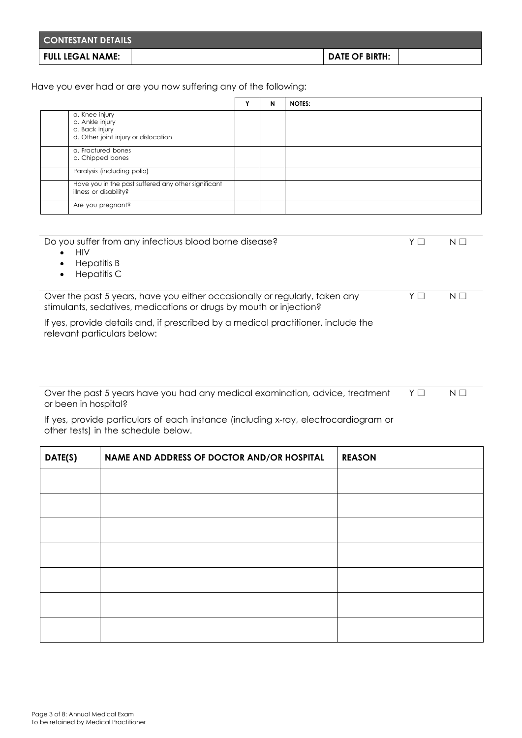| CONTESTANT DETAILS | | | |
|---|---|---|---|
| **FULL LEGAL NAME:** | | **DATE OF BIRTH:** | |

Have you ever had or are you now suffering any of the following:

| | | Y | N | NOTES: |
|---|---|---|---|---|
| | a. Knee injury<br>b. Ankle injury<br>c. Back injury<br>d. Other joint injury or dislocation | | | |
| | a. Fractured bones<br>b. Chipped bones | | | |
| | Paralysis (including polio) | | | |
| | Have you in the past suffered any other significant illness or disability? | | | |
| | Are you pregnant? | | | |

Do you suffer from any infectious blood borne disease? Y ☐ N ☐

- HIV
- Hepatitis B
- Hepatitis C

Over the past 5 years, have you either occasionally or regularly, taken any stimulants, sedatives, medications or drugs by mouth or injection? Y ☐ N ☐

If yes, provide details and, if prescribed by a medical practitioner, include the relevant particulars below:

Over the past 5 years have you had any medical examination, advice, treatment or been in hospital? Y ☐ N ☐

If yes, provide particulars of each instance (including x-ray, electrocardiogram or other tests) in the schedule below.

| DATE(S) | NAME AND ADDRESS OF DOCTOR AND/OR HOSPITAL | REASON |
|---|---|---|
| | | |
| | | |
| | | |
| | | |
| | | |
| | | |
| | | |

Annual Medical Exam
To be retained by Medical Practitioner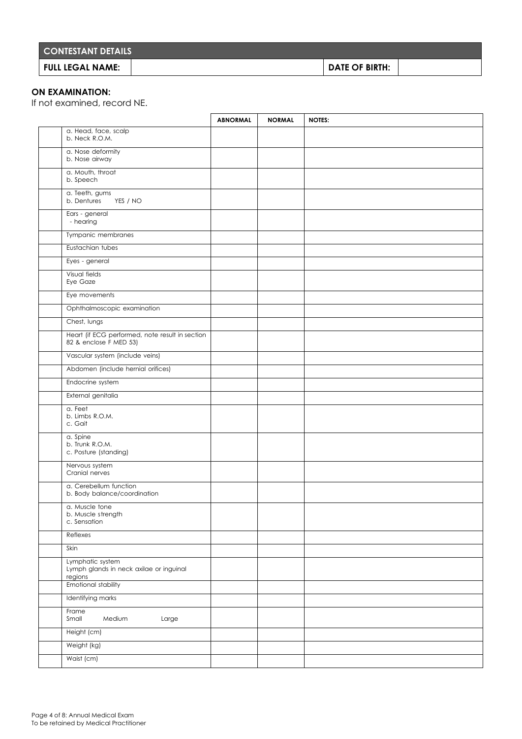| CONTESTANT DETAILS | | | |
|---|---|---|---|
| **FULL LEGAL NAME:** | | **DATE OF BIRTH:** | |

**ON EXAMINATION:**

If not examined, record NE.

| | | ABNORMAL | NORMAL | NOTES: |
|---|---|---|---|---|
| | a. Head, face, scalp<br>b. Neck R.O.M. | | | |
| | a. Nose deformity<br>b. Nose airway | | | |
| | a. Mouth, throat<br>b. Speech | | | |
| | a. Teeth, gums<br>b. Dentures YES / NO | | | |
| | Ears - general<br>- hearing | | | |
| | Tympanic membranes | | | |
| | Eustachian tubes | | | |
| | Eyes - general | | | |
| | Visual fields<br>Eye Gaze | | | |
| | Eye movements | | | |
| | Ophthalmoscopic examination | | | |
| | Chest, lungs | | | |
| | Heart (if ECG performed, note result in section 82 & enclose F MED 53) | | | |
| | Vascular system (include veins) | | | |
| | Abdomen (include hernial orifices) | | | |
| | Endocrine system | | | |
| | External genitalia | | | |
| | a. Feet<br>b. Limbs R.O.M.<br>c. Gait | | | |
| | a. Spine<br>b. Trunk R.O.M.<br>c. Posture (standing) | | | |
| | Nervous system<br>Cranial nerves | | | |
| | a. Cerebellum function<br>b. Body balance/coordination | | | |
| | a. Muscle tone<br>b. Muscle strength<br>c. Sensation | | | |
| | Reflexes | | | |
| | Skin | | | |
| | Lymphatic system<br>Lymph glands in neck axilae or inguinal regions | | | |
| | Emotional stability | | | |
| | Identifying marks | | | |
| | Frame<br>Small Medium Large | | | |
| | Height (cm) | | | |
| | Weight (kg) | | | |
| | Waist (cm) | | | |

Page 4 of 8: Annual Medical Exam
To be retained by Medical Practitioner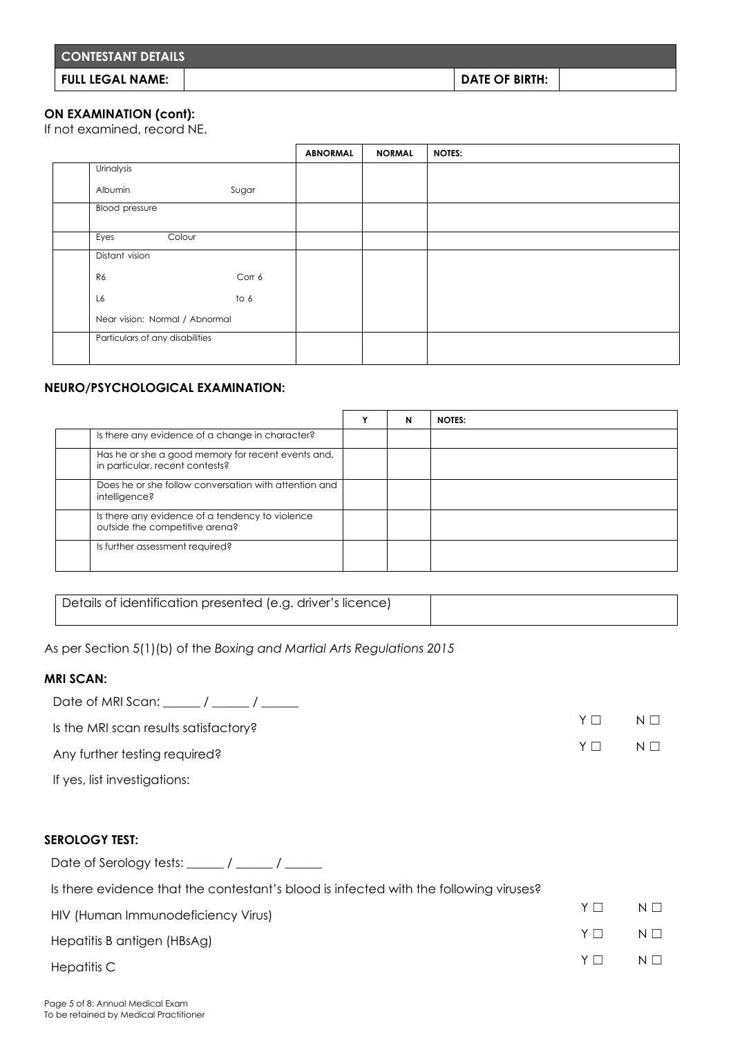| CONTESTANT DETAILS | | | |
|---|---|---|---|
| **FULL LEGAL NAME:** | | **DATE OF BIRTH:** | |

**ON EXAMINATION (cont):**

If not examined, record NE.

| | | **ABNORMAL** | **NORMAL** | **NOTES:** |
|---|---|---|---|---|
| | Urinalysis<br>Albumin Sugar | | | |
| | Blood pressure | | | |
| | Eyes Colour | | | |
| | Distant vision<br>R6 Corr 6<br>L6 to 6<br>Near vision: Normal / Abnormal | | | |
| | Particulars of any disabilities | | | |

**NEURO/PSYCHOLOGICAL EXAMINATION:**

| | | **Y** | **N** | **NOTES:** |
|---|---|---|---|---|
| | Is there any evidence of a change in character? | | | |
| | Has he or she a good memory for recent events and, in particular, recent contests? | | | |
| | Does he or she follow conversation with attention and intelligence? | | | |
| | Is there any evidence of a tendency to violence outside the competitive arena? | | | |
| | Is further assessment required? | | | |

| Details of identification presented (e.g. driver's licence) | |
|---|---|

As per Section 5(1)(b) of the *Boxing and Martial Arts Regulations 2015*

**MRI SCAN:**

Date of MRI Scan: ______ / ______ / ______

Is the MRI scan results satisfactory? Y ☐ N ☐

Any further testing required? Y ☐ N ☐

If yes, list investigations:

**SEROLOGY TEST:**

Date of Serology tests: ______ / ______ / ______

Is there evidence that the contestant's blood is infected with the following viruses?

HIV (Human Immunodeficiency Virus) Y ☐ N ☐

Hepatitis B antigen (HBsAg) Y ☐ N ☐

Hepatitis C Y ☐ N ☐

Annual Medical Exam
To be retained by Medical Practitioner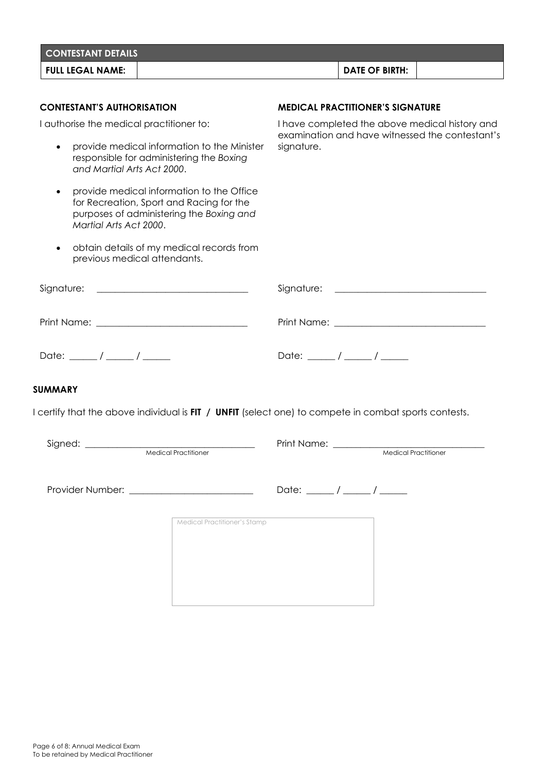| CONTESTANT DETAILS | | | |
|---|---|---|---|
| **FULL LEGAL NAME:** | | **DATE OF BIRTH:** | |

**CONTESTANT'S AUTHORISATION**

I authorise the medical practitioner to:

- provide medical information to the Minister responsible for administering the *Boxing and Martial Arts Act 2000*.
- provide medical information to the Office for Recreation, Sport and Racing for the purposes of administering the *Boxing and Martial Arts Act 2000*.
- obtain details of my medical records from previous medical attendants.

Signature: ______________________________

Print Name: ______________________________

Date: ______ / ______ / ______

**MEDICAL PRACTITIONER'S SIGNATURE**

I have completed the above medical history and examination and have witnessed the contestant's signature.

Signature: ______________________________

Print Name: ______________________________

Date: ______ / ______ / ______

**SUMMARY**

I certify that the above individual is **FIT / UNFIT** (select one) to compete in combat sports contests.

Signed: ______________________________
Medical Practitioner

Print Name: ______________________________
Medical Practitioner

Provider Number: ______________________________

Date: ______ / ______ / ______

Medical Practitioner's Stamp

Page 6 of 8: Annual Medical Exam
To be retained by Medical Practitioner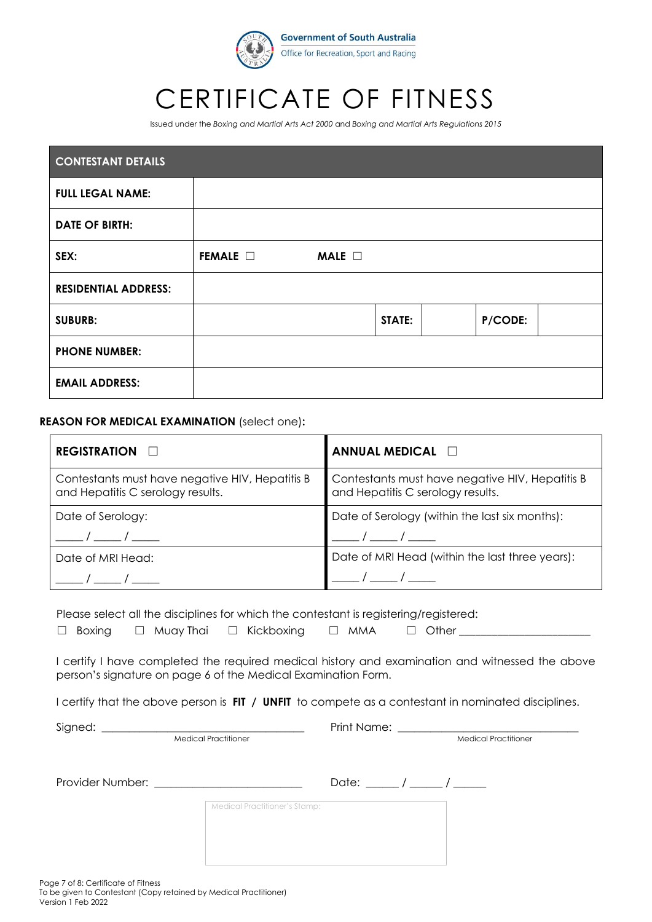Government of South Australia
Office for Recreation, Sport and Racing

# CERTIFICATE OF FITNESS

Issued under the *Boxing and Martial Arts Act 2000* and *Boxing and Martial Arts Regulations 2015*

| **CONTESTANT DETAILS** | | | | | |
|---|---|---|---|---|---|
| **FULL LEGAL NAME:** | | | | | |
| **DATE OF BIRTH:** | | | | | |
| **SEX:** | **FEMALE** ☐ **MALE** ☐ | | | | |
| **RESIDENTIAL ADDRESS:** | | | | | |
| **SUBURB:** | | **STATE:** | | **P/CODE:** | |
| **PHONE NUMBER:** | | | | | |
| **EMAIL ADDRESS:** | | | | | |

**REASON FOR MEDICAL EXAMINATION** (select one)**:**

| **REGISTRATION** ☐ | **ANNUAL MEDICAL** ☐ |
|---|---|
| Contestants must have negative HIV, Hepatitis B and Hepatitis C serology results. | Contestants must have negative HIV, Hepatitis B and Hepatitis C serology results. |
| Date of Serology: ____ / ____ / ____ | Date of Serology (within the last six months): ____ / ____ / ____ |
| Date of MRI Head: ____ / ____ / ____ | Date of MRI Head (within the last three years): ____ / ____ / ____ |

Please select all the disciplines for which the contestant is registering/registered:

☐ Boxing ☐ Muay Thai ☐ Kickboxing ☐ MMA ☐ Other ____________________

I certify I have completed the required medical history and examination and witnessed the above person's signature on page 6 of the Medical Examination Form.

I certify that the above person is **FIT / UNFIT** to compete as a contestant in nominated disciplines.

Signed: ______________________________ (Medical Practitioner)

Print Name: ______________________________ (Medical Practitioner)

Provider Number: ______________________

Date: _____ / _____ / _____

Medical Practitioner's Stamp:

Page 7 of 8: Certificate of Fitness
To be given to Contestant (Copy retained by Medical Practitioner)
Version 1 Feb 2022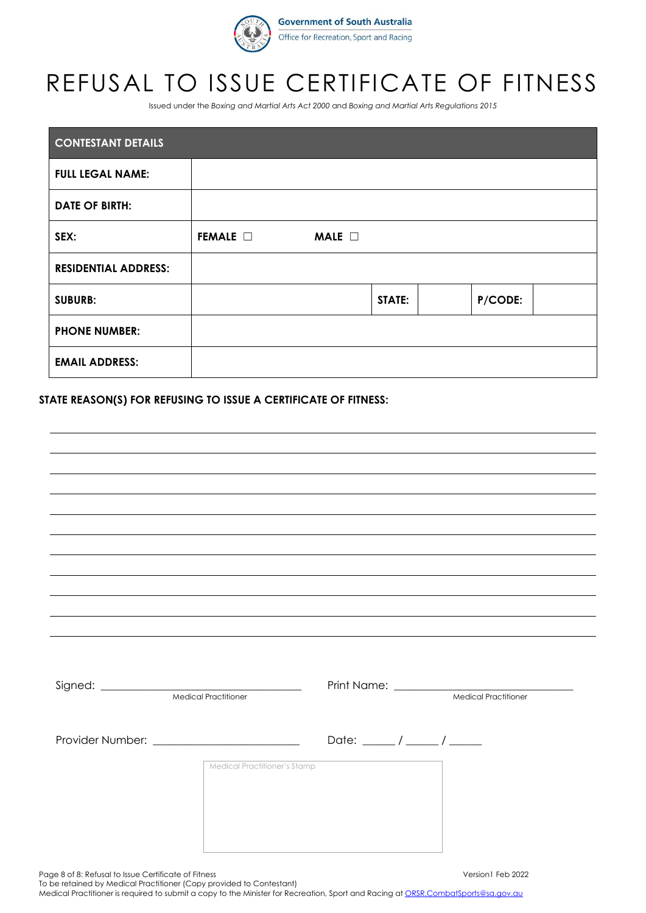Government of South Australia
Office for Recreation, Sport and Racing

# REFUSAL TO ISSUE CERTIFICATE OF FITNESS

Issued under the *Boxing and Martial Arts Act 2000* and *Boxing and Martial Arts Regulations 2015*

| CONTESTANT DETAILS | | | | | |
|---|---|---|---|---|---|
| **FULL LEGAL NAME:** | | | | | |
| **DATE OF BIRTH:** | | | | | |
| **SEX:** | **FEMALE** ☐ **MALE** ☐ | | | | |
| **RESIDENTIAL ADDRESS:** | | | | | |
| **SUBURB:** | | **STATE:** | | **P/CODE:** | |
| **PHONE NUMBER:** | | | | | |
| **EMAIL ADDRESS:** | | | | | |

**STATE REASON(S) FOR REFUSING TO ISSUE A CERTIFICATE OF FITNESS:**

\_\_\_\_\_\_\_\_\_\_\_\_\_\_\_\_\_\_\_\_\_\_\_\_\_\_\_\_\_\_\_\_\_\_\_\_\_\_\_\_\_\_\_\_\_\_\_\_\_\_\_\_\_\_\_\_\_\_\_\_\_\_\_\_\_\_\_\_\_\_\_\_\_\_\_\_

\_\_\_\_\_\_\_\_\_\_\_\_\_\_\_\_\_\_\_\_\_\_\_\_\_\_\_\_\_\_\_\_\_\_\_\_\_\_\_\_\_\_\_\_\_\_\_\_\_\_\_\_\_\_\_\_\_\_\_\_\_\_\_\_\_\_\_\_\_\_\_\_\_\_\_\_

\_\_\_\_\_\_\_\_\_\_\_\_\_\_\_\_\_\_\_\_\_\_\_\_\_\_\_\_\_\_\_\_\_\_\_\_\_\_\_\_\_\_\_\_\_\_\_\_\_\_\_\_\_\_\_\_\_\_\_\_\_\_\_\_\_\_\_\_\_\_\_\_\_\_\_\_

\_\_\_\_\_\_\_\_\_\_\_\_\_\_\_\_\_\_\_\_\_\_\_\_\_\_\_\_\_\_\_\_\_\_\_\_\_\_\_\_\_\_\_\_\_\_\_\_\_\_\_\_\_\_\_\_\_\_\_\_\_\_\_\_\_\_\_\_\_\_\_\_\_\_\_\_

\_\_\_\_\_\_\_\_\_\_\_\_\_\_\_\_\_\_\_\_\_\_\_\_\_\_\_\_\_\_\_\_\_\_\_\_\_\_\_\_\_\_\_\_\_\_\_\_\_\_\_\_\_\_\_\_\_\_\_\_\_\_\_\_\_\_\_\_\_\_\_\_\_\_\_\_

\_\_\_\_\_\_\_\_\_\_\_\_\_\_\_\_\_\_\_\_\_\_\_\_\_\_\_\_\_\_\_\_\_\_\_\_\_\_\_\_\_\_\_\_\_\_\_\_\_\_\_\_\_\_\_\_\_\_\_\_\_\_\_\_\_\_\_\_\_\_\_\_\_\_\_\_

\_\_\_\_\_\_\_\_\_\_\_\_\_\_\_\_\_\_\_\_\_\_\_\_\_\_\_\_\_\_\_\_\_\_\_\_\_\_\_\_\_\_\_\_\_\_\_\_\_\_\_\_\_\_\_\_\_\_\_\_\_\_\_\_\_\_\_\_\_\_\_\_\_\_\_\_

\_\_\_\_\_\_\_\_\_\_\_\_\_\_\_\_\_\_\_\_\_\_\_\_\_\_\_\_\_\_\_\_\_\_\_\_\_\_\_\_\_\_\_\_\_\_\_\_\_\_\_\_\_\_\_\_\_\_\_\_\_\_\_\_\_\_\_\_\_\_\_\_\_\_\_\_

\_\_\_\_\_\_\_\_\_\_\_\_\_\_\_\_\_\_\_\_\_\_\_\_\_\_\_\_\_\_\_\_\_\_\_\_\_\_\_\_\_\_\_\_\_\_\_\_\_\_\_\_\_\_\_\_\_\_\_\_\_\_\_\_\_\_\_\_\_\_\_\_\_\_\_\_

\_\_\_\_\_\_\_\_\_\_\_\_\_\_\_\_\_\_\_\_\_\_\_\_\_\_\_\_\_\_\_\_\_\_\_\_\_\_\_\_\_\_\_\_\_\_\_\_\_\_\_\_\_\_\_\_\_\_\_\_\_\_\_\_\_\_\_\_\_\_\_\_\_\_\_\_

Signed: \_\_\_\_\_\_\_\_\_\_\_\_\_\_\_\_\_\_\_\_\_\_\_\_\_\_\_\_\_\_
Medical Practitioner

Print Name: \_\_\_\_\_\_\_\_\_\_\_\_\_\_\_\_\_\_\_\_\_\_\_\_\_\_\_\_\_\_
Medical Practitioner

Provider Number: \_\_\_\_\_\_\_\_\_\_\_\_\_\_\_\_\_\_\_\_\_\_\_\_

Date: \_\_\_\_\_ / \_\_\_\_\_ / \_\_\_\_\_

Medical Practitioner's Stamp

Page 8 of 8: Refusal to Issue Certificate of Fitness
To be retained by Medical Practitioner (Copy provided to Contestant)
Medical Practitioner is required to submit a copy to the Minister for Recreation, Sport and Racing at ORSR.CombatSports@sa.gov.au

Version1 Feb 2022